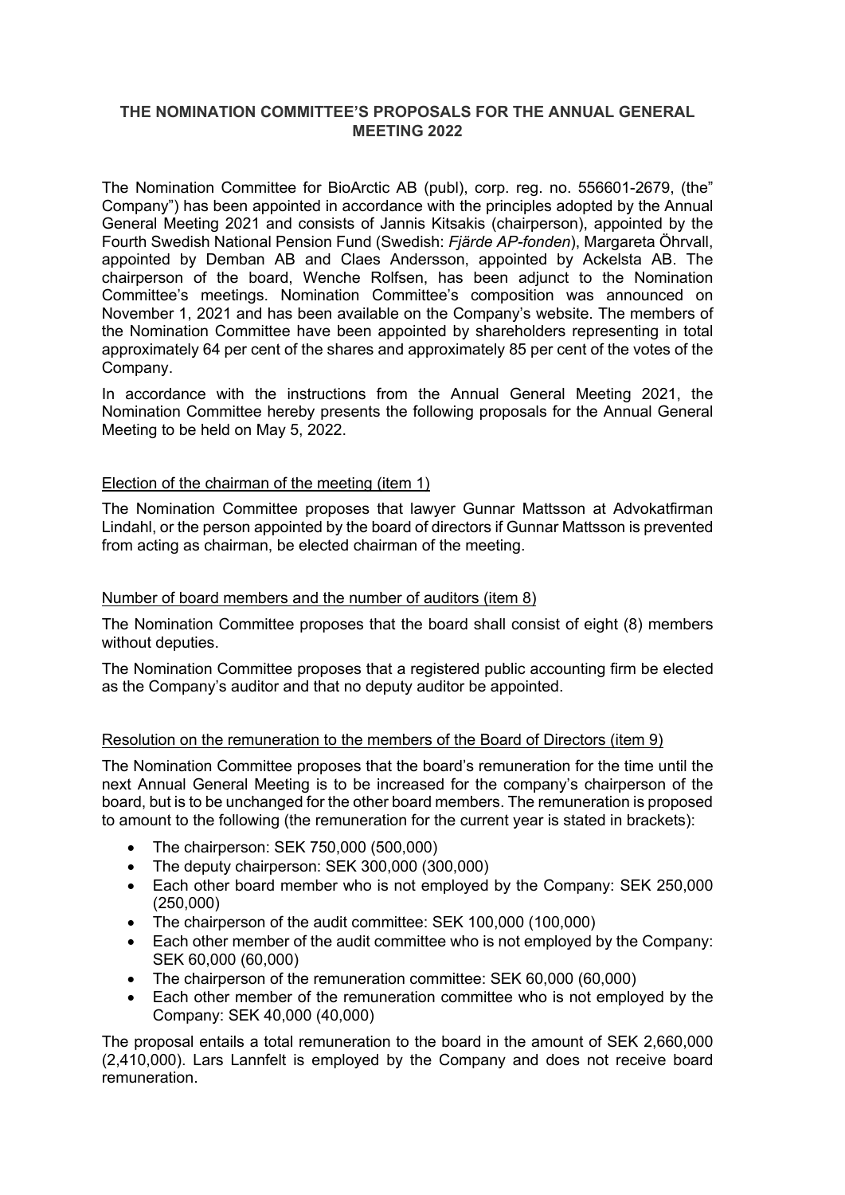# THE NOMINATION COMMITTEE'S PROPOSALS FOR THE ANNUAL GENERAL MEETING 2022

The Nomination Committee for BioArctic AB (publ), corp. reg. no. 556601-2679, (the" Company") has been appointed in accordance with the principles adopted by the Annual General Meeting 2021 and consists of Jannis Kitsakis (chairperson), appointed by the Fourth Swedish National Pension Fund (Swedish: *Fjärde AP-fonden*), Margareta Öhrvall, appointed by Demban AB and Claes Andersson, appointed by Ackelsta AB. The chairperson of the board, Wenche Rolfsen, has been adjunct to the Nomination Committee's meetings. Nomination Committee's composition was announced on November 1, 2021 and has been available on the Company's website. The members of the Nomination Committee have been appointed by shareholders representing in total approximately 64 per cent of the shares and approximately 85 per cent of the votes of the Company.

In accordance with the instructions from the Annual General Meeting 2021, the Nomination Committee hereby presents the following proposals for the Annual General Meeting to be held on May 5, 2022.

## Election of the chairman of the meeting (item 1)

The Nomination Committee proposes that lawyer Gunnar Mattsson at Advokatfirman Lindahl, or the person appointed by the board of directors if Gunnar Mattsson is prevented from acting as chairman, be elected chairman of the meeting.

## Number of board members and the number of auditors (item 8)

The Nomination Committee proposes that the board shall consist of eight (8) members without deputies.

The Nomination Committee proposes that a registered public accounting firm be elected as the Company's auditor and that no deputy auditor be appointed.

## Resolution on the remuneration to the members of the Board of Directors (item 9)

The Nomination Committee proposes that the board's remuneration for the time until the next Annual General Meeting is to be increased for the company's chairperson of the board, but is to be unchanged for the other board members. The remuneration is proposed to amount to the following (the remuneration for the current year is stated in brackets):

- The chairperson: SEK 750,000 (500,000)
- The deputy chairperson: SEK 300,000 (300,000)
- Each other board member who is not employed by the Company: SEK 250,000 (250,000)
- The chairperson of the audit committee: SEK 100,000 (100,000)
- Each other member of the audit committee who is not employed by the Company: SEK 60,000 (60,000)
- The chairperson of the remuneration committee: SEK 60,000 (60,000)
- Each other member of the remuneration committee who is not employed by the Company: SEK 40,000 (40,000)

The proposal entails a total remuneration to the board in the amount of SEK 2,660,000 (2,410,000). Lars Lannfelt is employed by the Company and does not receive board remuneration.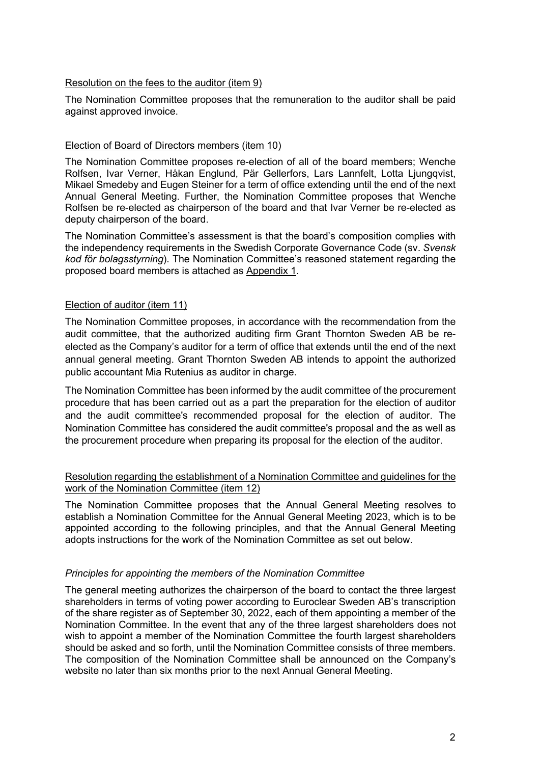<u>Resolution on the fees to the auditor (item 9)</u>

The Nomination Committee proposes that the remuneration to the auditor shall be paid against approved invoice.

<u>Election of Board of Directors members (item 10)</u>

The Nomination Committee proposes re-election of all of the board members; Wenche Rolfsen, Ivar Verner, Håkan Englund, Pär Gellerfors, Lars Lannfelt, Lotta Ljungqvist, Mikael Smedeby and Eugen Steiner for a term of office extending until the end of the next Annual General Meeting. Further, the Nomination Committee proposes that Wenche Rolfsen be re-elected as chairperson of the board and that Ivar Verner be re-elected as deputy chairperson of the board.

The Nomination Committee's assessment is that the board's composition complies with the independency requirements in the Swedish Corporate Governance Code (sv. *Svensk kod för bolagsstyrning*). The Nomination Committee's reasoned statement regarding the proposed board members is attached as <u>Appendix 1</u>.

<u>Election of auditor (item 11)</u>

The Nomination Committee proposes, in accordance with the recommendation from the audit committee, that the authorized auditing firm Grant Thornton Sweden AB be re-elected as the Company's auditor for a term of office that extends until the end of the next annual general meeting. Grant Thornton Sweden AB intends to appoint the authorized public accountant Mia Rutenius as auditor in charge.

The Nomination Committee has been informed by the audit committee of the procurement procedure that has been carried out as a part the preparation for the election of auditor and the audit committee's recommended proposal for the election of auditor. The Nomination Committee has considered the audit committee's proposal and the as well as the procurement procedure when preparing its proposal for the election of the auditor.

<u>Resolution regarding the establishment of a Nomination Committee and guidelines for the work of the Nomination Committee (item 12)</u>

The Nomination Committee proposes that the Annual General Meeting resolves to establish a Nomination Committee for the Annual General Meeting 2023, which is to be appointed according to the following principles, and that the Annual General Meeting adopts instructions for the work of the Nomination Committee as set out below.

*Principles for appointing the members of the Nomination Committee*

The general meeting authorizes the chairperson of the board to contact the three largest shareholders in terms of voting power according to Euroclear Sweden AB's transcription of the share register as of September 30, 2022, each of them appointing a member of the Nomination Committee. In the event that any of the three largest shareholders does not wish to appoint a member of the Nomination Committee the fourth largest shareholders should be asked and so forth, until the Nomination Committee consists of three members. The composition of the Nomination Committee shall be announced on the Company's website no later than six months prior to the next Annual General Meeting.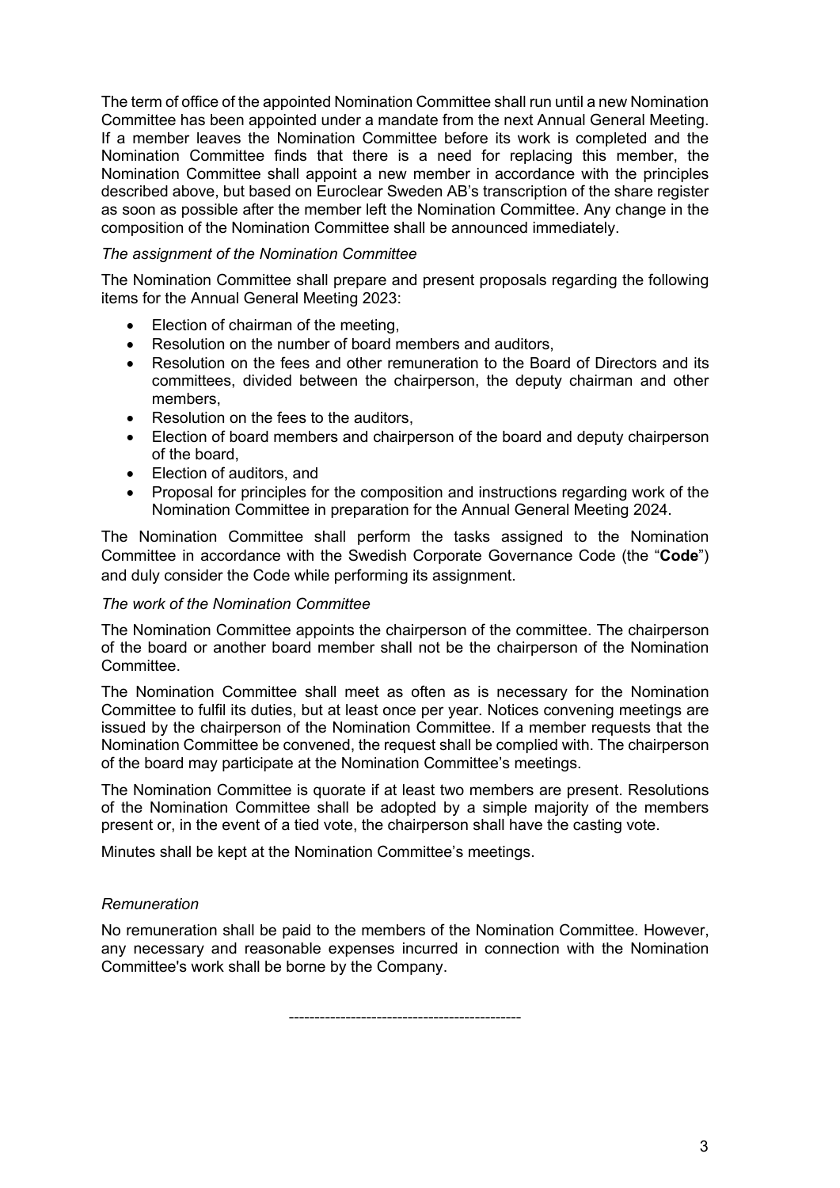The term of office of the appointed Nomination Committee shall run until a new Nomination Committee has been appointed under a mandate from the next Annual General Meeting. If a member leaves the Nomination Committee before its work is completed and the Nomination Committee finds that there is a need for replacing this member, the Nomination Committee shall appoint a new member in accordance with the principles described above, but based on Euroclear Sweden AB's transcription of the share register as soon as possible after the member left the Nomination Committee. Any change in the composition of the Nomination Committee shall be announced immediately.

*The assignment of the Nomination Committee*

The Nomination Committee shall prepare and present proposals regarding the following items for the Annual General Meeting 2023:

- Election of chairman of the meeting,
- Resolution on the number of board members and auditors,
- Resolution on the fees and other remuneration to the Board of Directors and its committees, divided between the chairperson, the deputy chairman and other members,
- Resolution on the fees to the auditors,
- Election of board members and chairperson of the board and deputy chairperson of the board,
- Election of auditors, and
- Proposal for principles for the composition and instructions regarding work of the Nomination Committee in preparation for the Annual General Meeting 2024.

The Nomination Committee shall perform the tasks assigned to the Nomination Committee in accordance with the Swedish Corporate Governance Code (the "**Code**") and duly consider the Code while performing its assignment.

*The work of the Nomination Committee*

The Nomination Committee appoints the chairperson of the committee. The chairperson of the board or another board member shall not be the chairperson of the Nomination Committee.

The Nomination Committee shall meet as often as is necessary for the Nomination Committee to fulfil its duties, but at least once per year. Notices convening meetings are issued by the chairperson of the Nomination Committee. If a member requests that the Nomination Committee be convened, the request shall be complied with. The chairperson of the board may participate at the Nomination Committee's meetings.

The Nomination Committee is quorate if at least two members are present. Resolutions of the Nomination Committee shall be adopted by a simple majority of the members present or, in the event of a tied vote, the chairperson shall have the casting vote.

Minutes shall be kept at the Nomination Committee's meetings.

*Remuneration*

No remuneration shall be paid to the members of the Nomination Committee. However, any necessary and reasonable expenses incurred in connection with the Nomination Committee's work shall be borne by the Company.

---------------------------------------------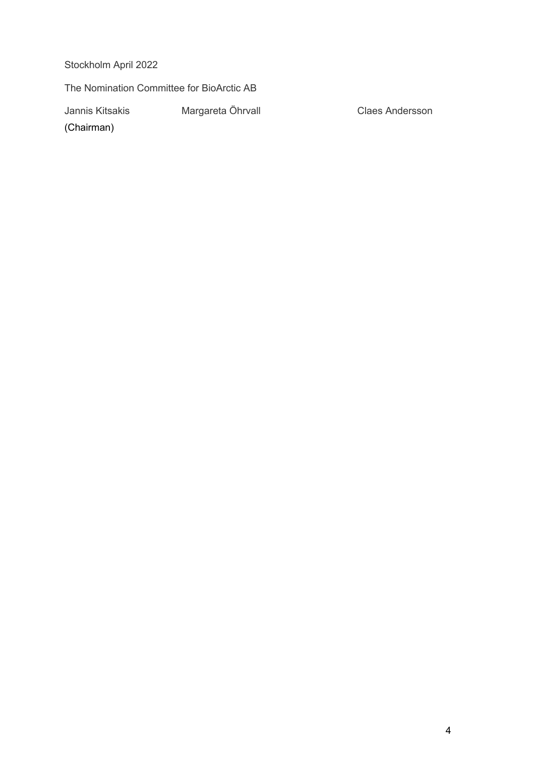Stockholm April 2022

The Nomination Committee for BioArctic AB

Jannis Kitsakis (Chairman)

Margareta Öhrvall

Claes Andersson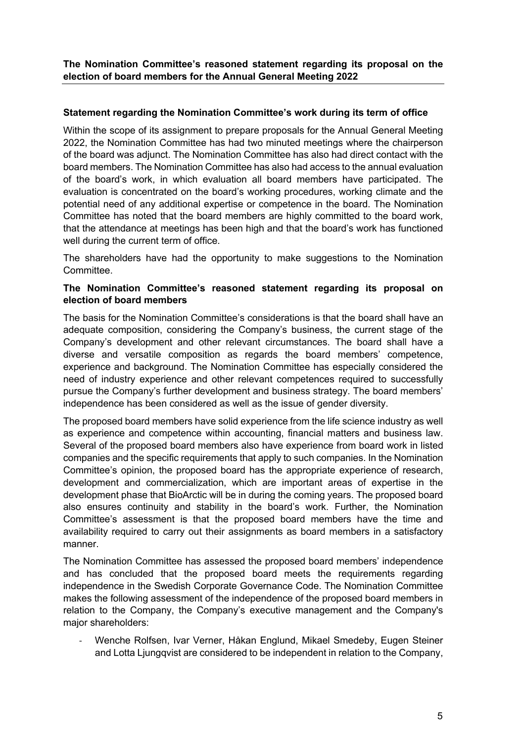**The Nomination Committee's reasoned statement regarding its proposal on the election of board members for the Annual General Meeting 2022**

**Statement regarding the Nomination Committee's work during its term of office**

Within the scope of its assignment to prepare proposals for the Annual General Meeting 2022, the Nomination Committee has had two minuted meetings where the chairperson of the board was adjunct. The Nomination Committee has also had direct contact with the board members. The Nomination Committee has also had access to the annual evaluation of the board's work, in which evaluation all board members have participated. The evaluation is concentrated on the board's working procedures, working climate and the potential need of any additional expertise or competence in the board. The Nomination Committee has noted that the board members are highly committed to the board work, that the attendance at meetings has been high and that the board's work has functioned well during the current term of office.

The shareholders have had the opportunity to make suggestions to the Nomination Committee.

**The Nomination Committee's reasoned statement regarding its proposal on election of board members**

The basis for the Nomination Committee's considerations is that the board shall have an adequate composition, considering the Company's business, the current stage of the Company's development and other relevant circumstances. The board shall have a diverse and versatile composition as regards the board members' competence, experience and background. The Nomination Committee has especially considered the need of industry experience and other relevant competences required to successfully pursue the Company's further development and business strategy. The board members' independence has been considered as well as the issue of gender diversity.

The proposed board members have solid experience from the life science industry as well as experience and competence within accounting, financial matters and business law. Several of the proposed board members also have experience from board work in listed companies and the specific requirements that apply to such companies. In the Nomination Committee's opinion, the proposed board has the appropriate experience of research, development and commercialization, which are important areas of expertise in the development phase that BioArctic will be in during the coming years. The proposed board also ensures continuity and stability in the board's work. Further, the Nomination Committee's assessment is that the proposed board members have the time and availability required to carry out their assignments as board members in a satisfactory manner.

The Nomination Committee has assessed the proposed board members' independence and has concluded that the proposed board meets the requirements regarding independence in the Swedish Corporate Governance Code. The Nomination Committee makes the following assessment of the independence of the proposed board members in relation to the Company, the Company's executive management and the Company's major shareholders:

- Wenche Rolfsen, Ivar Verner, Håkan Englund, Mikael Smedeby, Eugen Steiner and Lotta Ljungqvist are considered to be independent in relation to the Company,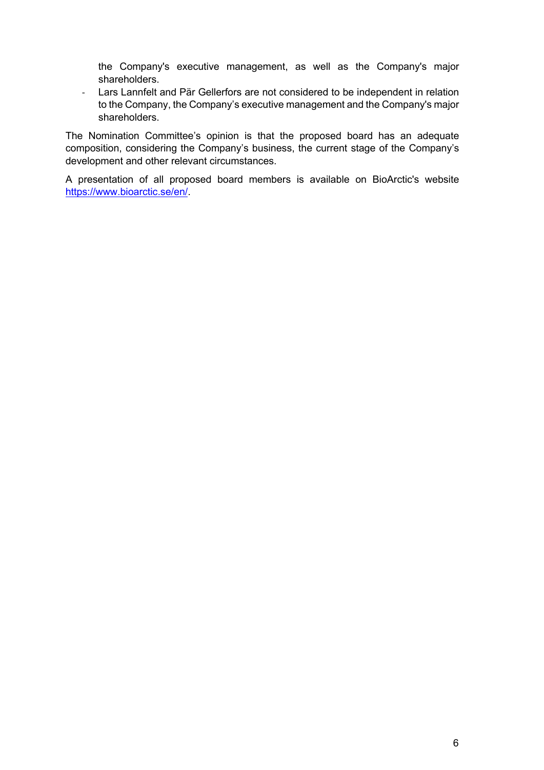the Company's executive management, as well as the Company's major shareholders.

- Lars Lannfelt and Pär Gellerfors are not considered to be independent in relation to the Company, the Company's executive management and the Company's major shareholders.

The Nomination Committee's opinion is that the proposed board has an adequate composition, considering the Company's business, the current stage of the Company's development and other relevant circumstances.

A presentation of all proposed board members is available on BioArctic's website https://www.bioarctic.se/en/.